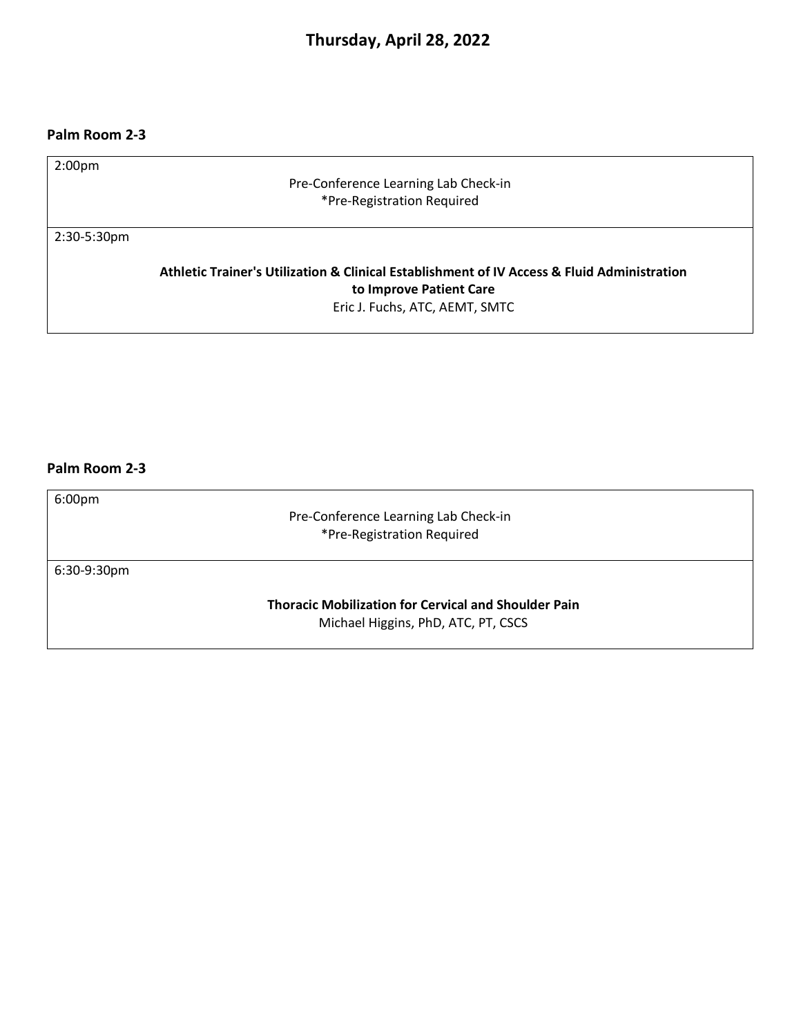# Thursday, April 28, 2022

**Palm Room 2-3**

| Time | Session |
|---|---|
| 2:00pm | Pre-Conference Learning Lab Check-in<br>*Pre-Registration Required |
| 2:30-5:30pm | **Athletic Trainer's Utilization & Clinical Establishment of IV Access & Fluid Administration to Improve Patient Care**<br>Eric J. Fuchs, ATC, AEMT, SMTC |

**Palm Room 2-3**

| Time | Session |
|---|---|
| 6:00pm | Pre-Conference Learning Lab Check-in<br>*Pre-Registration Required |
| 6:30-9:30pm | **Thoracic Mobilization for Cervical and Shoulder Pain**<br>Michael Higgins, PhD, ATC, PT, CSCS |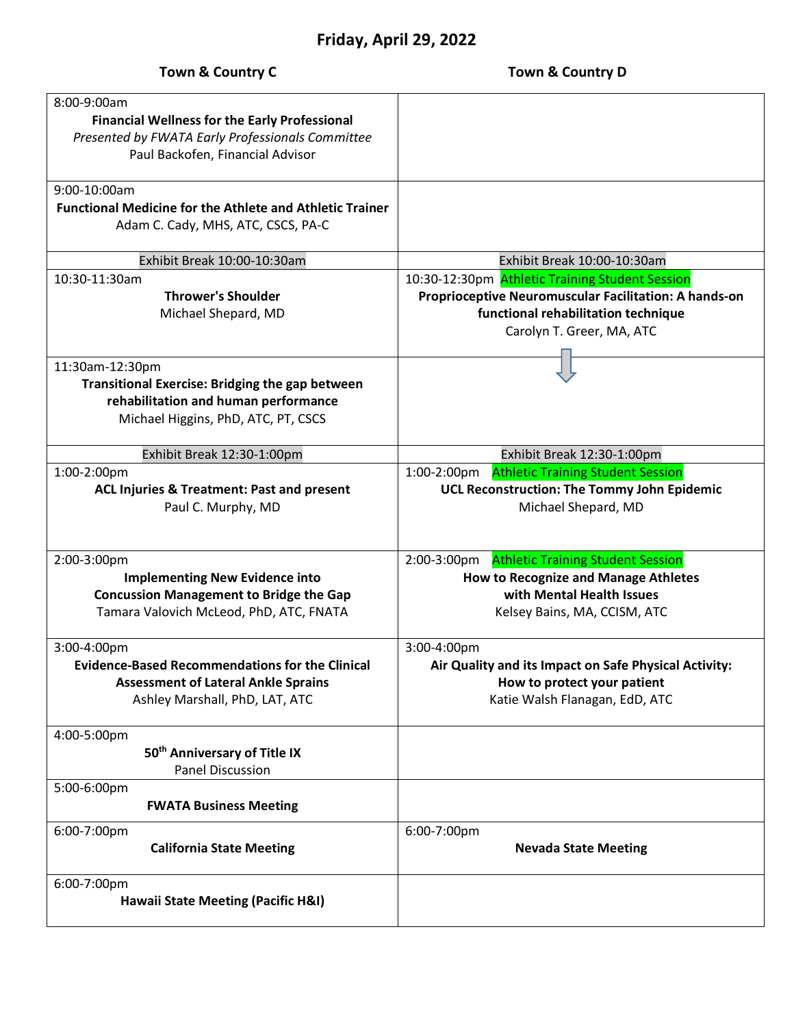# Friday, April 29, 2022

| Town & Country C | Town & Country D |
|---|---|
| 8:00-9:00am<br>**Financial Wellness for the Early Professional**<br>*Presented by FWATA Early Professionals Committee*<br>Paul Backofen, Financial Advisor | |
| 9:00-10:00am<br>**Functional Medicine for the Athlete and Athletic Trainer**<br>Adam C. Cady, MHS, ATC, CSCS, PA-C | |
| Exhibit Break 10:00-10:30am | Exhibit Break 10:00-10:30am |
| 10:30-11:30am<br>**Thrower's Shoulder**<br>Michael Shepard, MD | 10:30-12:30pm Athletic Training Student Session<br>**Proprioceptive Neuromuscular Facilitation: A hands-on functional rehabilitation technique**<br>Carolyn T. Greer, MA, ATC |
| 11:30am-12:30pm<br>**Transitional Exercise: Bridging the gap between rehabilitation and human performance**<br>Michael Higgins, PhD, ATC, PT, CSCS | ↓ |
| Exhibit Break 12:30-1:00pm | Exhibit Break 12:30-1:00pm |
| 1:00-2:00pm<br>**ACL Injuries & Treatment: Past and present**<br>Paul C. Murphy, MD | 1:00-2:00pm Athletic Training Student Session<br>**UCL Reconstruction: The Tommy John Epidemic**<br>Michael Shepard, MD |
| 2:00-3:00pm<br>**Implementing New Evidence into Concussion Management to Bridge the Gap**<br>Tamara Valovich McLeod, PhD, ATC, FNATA | 2:00-3:00pm Athletic Training Student Session<br>**How to Recognize and Manage Athletes with Mental Health Issues**<br>Kelsey Bains, MA, CCISM, ATC |
| 3:00-4:00pm<br>**Evidence-Based Recommendations for the Clinical Assessment of Lateral Ankle Sprains**<br>Ashley Marshall, PhD, LAT, ATC | 3:00-4:00pm<br>**Air Quality and its Impact on Safe Physical Activity: How to protect your patient**<br>Katie Walsh Flanagan, EdD, ATC |
| 4:00-5:00pm<br>**50th Anniversary of Title IX**<br>Panel Discussion | |
| 5:00-6:00pm<br>**FWATA Business Meeting** | |
| 6:00-7:00pm<br>**California State Meeting** | 6:00-7:00pm<br>**Nevada State Meeting** |
| 6:00-7:00pm<br>**Hawaii State Meeting (Pacific H&I)** | |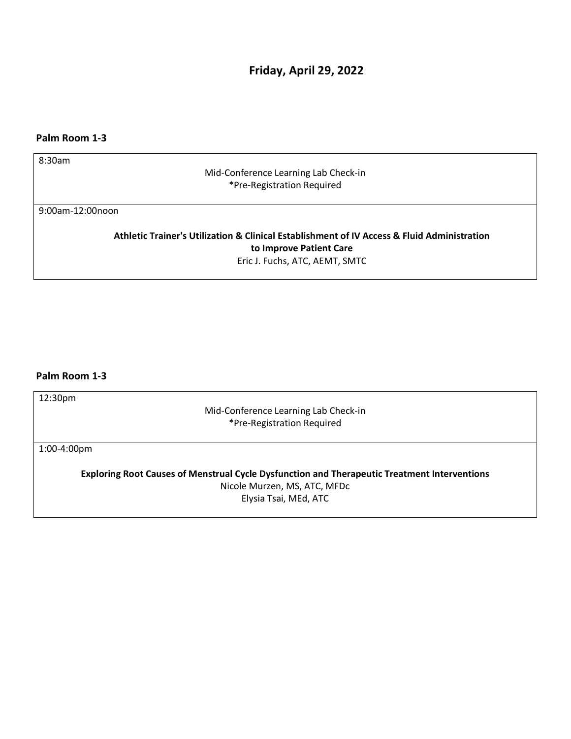# Friday, April 29, 2022

**Palm Room 1-3**

8:30am

Mid-Conference Learning Lab Check-in
*Pre-Registration Required

9:00am-12:00noon

**Athletic Trainer's Utilization & Clinical Establishment of IV Access & Fluid Administration to Improve Patient Care**
Eric J. Fuchs, ATC, AEMT, SMTC

**Palm Room 1-3**

12:30pm

Mid-Conference Learning Lab Check-in
*Pre-Registration Required

1:00-4:00pm

**Exploring Root Causes of Menstrual Cycle Dysfunction and Therapeutic Treatment Interventions**
Nicole Murzen, MS, ATC, MFDc
Elysia Tsai, MEd, ATC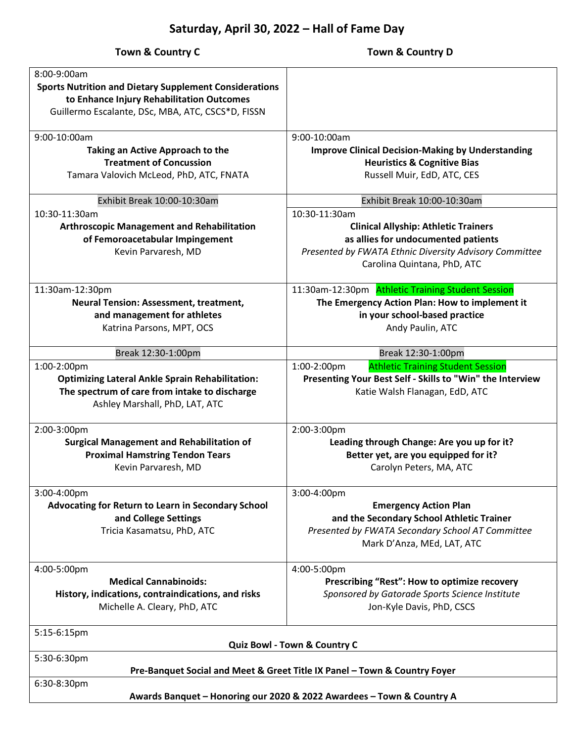# Saturday, April 30, 2022 – Hall of Fame Day

| Town & Country C | Town & Country D |
|---|---|
| 8:00-9:00am<br>**Sports Nutrition and Dietary Supplement Considerations to Enhance Injury Rehabilitation Outcomes**<br>Guillermo Escalante, DSc, MBA, ATC, CSCS*D, FISSN | |
| 9:00-10:00am<br>**Taking an Active Approach to the Treatment of Concussion**<br>Tamara Valovich McLeod, PhD, ATC, FNATA | 9:00-10:00am<br>**Improve Clinical Decision-Making by Understanding Heuristics & Cognitive Bias**<br>Russell Muir, EdD, ATC, CES |
| Exhibit Break 10:00-10:30am | Exhibit Break 10:00-10:30am |
| 10:30-11:30am<br>**Arthroscopic Management and Rehabilitation of Femoroacetabular Impingement**<br>Kevin Parvaresh, MD | 10:30-11:30am<br>**Clinical Allyship: Athletic Trainers as allies for undocumented patients**<br>*Presented by FWATA Ethnic Diversity Advisory Committee*<br>Carolina Quintana, PhD, ATC |
| 11:30am-12:30pm<br>**Neural Tension: Assessment, treatment, and management for athletes**<br>Katrina Parsons, MPT, OCS | 11:30am-12:30pm Athletic Training Student Session<br>**The Emergency Action Plan: How to implement it in your school-based practice**<br>Andy Paulin, ATC |
| Break 12:30-1:00pm | Break 12:30-1:00pm |
| 1:00-2:00pm<br>**Optimizing Lateral Ankle Sprain Rehabilitation: The spectrum of care from intake to discharge**<br>Ashley Marshall, PhD, LAT, ATC | 1:00-2:00pm Athletic Training Student Session<br>**Presenting Your Best Self - Skills to "Win" the Interview**<br>Katie Walsh Flanagan, EdD, ATC |
| 2:00-3:00pm<br>**Surgical Management and Rehabilitation of Proximal Hamstring Tendon Tears**<br>Kevin Parvaresh, MD | 2:00-3:00pm<br>**Leading through Change: Are you up for it? Better yet, are you equipped for it?**<br>Carolyn Peters, MA, ATC |
| 3:00-4:00pm<br>**Advocating for Return to Learn in Secondary School and College Settings**<br>Tricia Kasamatsu, PhD, ATC | 3:00-4:00pm<br>**Emergency Action Plan and the Secondary School Athletic Trainer**<br>*Presented by FWATA Secondary School AT Committee*<br>Mark D'Anza, MEd, LAT, ATC |
| 4:00-5:00pm<br>**Medical Cannabinoids: History, indications, contraindications, and risks**<br>Michelle A. Cleary, PhD, ATC | 4:00-5:00pm<br>**Prescribing "Rest": How to optimize recovery**<br>*Sponsored by Gatorade Sports Science Institute*<br>Jon-Kyle Davis, PhD, CSCS |

5:15-6:15pm
**Quiz Bowl - Town & Country C**

5:30-6:30pm
**Pre-Banquet Social and Meet & Greet Title IX Panel – Town & Country Foyer**

6:30-8:30pm
**Awards Banquet – Honoring our 2020 & 2022 Awardees – Town & Country A**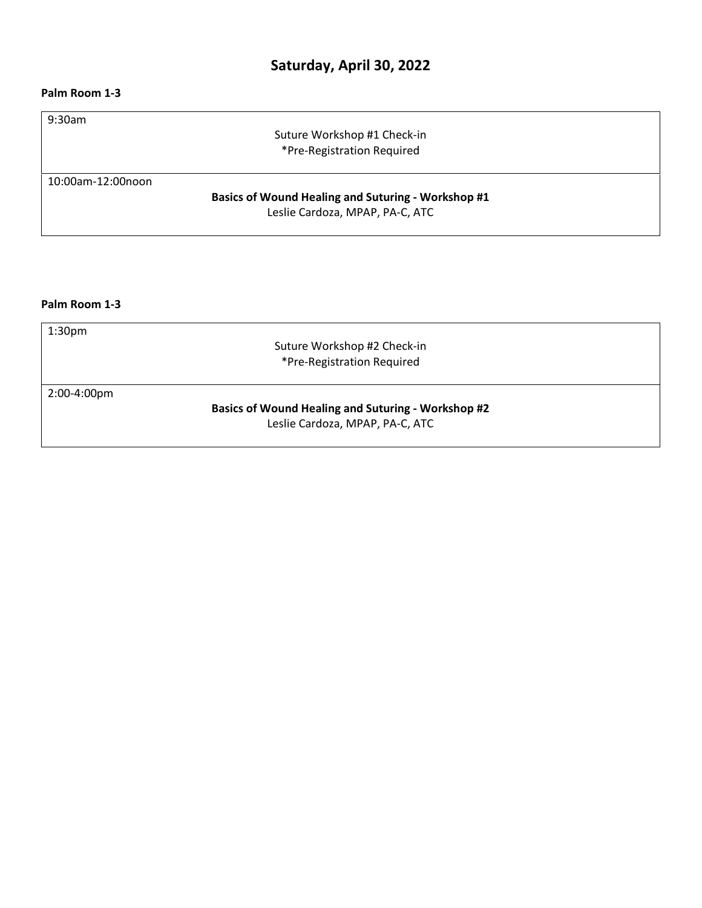# Saturday, April 30, 2022

**Palm Room 1-3**

| Time | Session |
|---|---|
| 9:30am | Suture Workshop #1 Check-in<br>*Pre-Registration Required |
| 10:00am-12:00noon | **Basics of Wound Healing and Suturing - Workshop #1**<br>Leslie Cardoza, MPAP, PA-C, ATC |

**Palm Room 1-3**

| Time | Session |
|---|---|
| 1:30pm | Suture Workshop #2 Check-in<br>*Pre-Registration Required |
| 2:00-4:00pm | **Basics of Wound Healing and Suturing - Workshop #2**<br>Leslie Cardoza, MPAP, PA-C, ATC |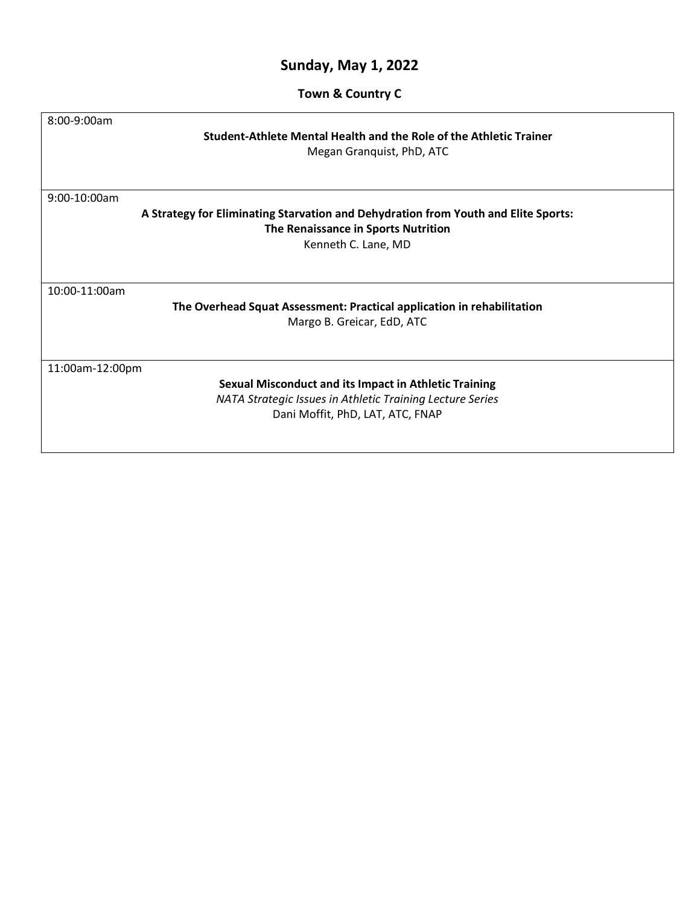## Sunday, May 1, 2022

### Town & Country C

8:00-9:00am

**Student-Athlete Mental Health and the Role of the Athletic Trainer**
Megan Granquist, PhD, ATC

9:00-10:00am

**A Strategy for Eliminating Starvation and Dehydration from Youth and Elite Sports: The Renaissance in Sports Nutrition**
Kenneth C. Lane, MD

10:00-11:00am

**The Overhead Squat Assessment: Practical application in rehabilitation**
Margo B. Greicar, EdD, ATC

11:00am-12:00pm

**Sexual Misconduct and its Impact in Athletic Training**
*NATA Strategic Issues in Athletic Training Lecture Series*
Dani Moffit, PhD, LAT, ATC, FNAP